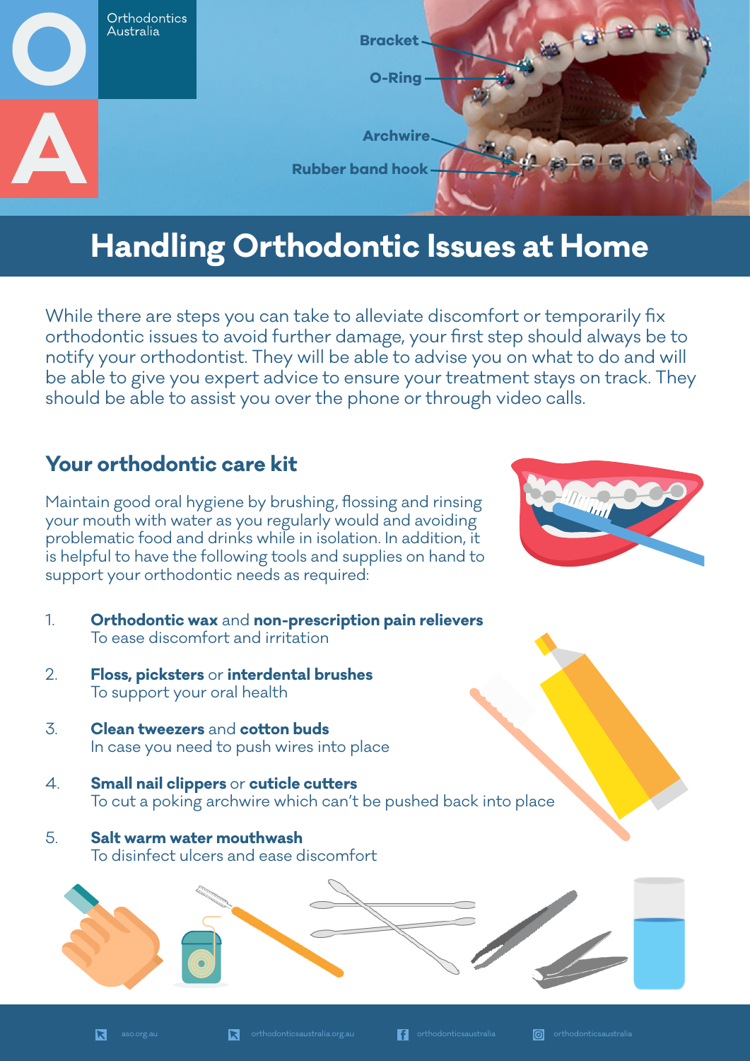Orthodontics Australia

Bracket

O-Ring

Archwire

Rubber band hook

# Handling Orthodontic Issues at Home

While there are steps you can take to alleviate discomfort or temporarily fix orthodontic issues to avoid further damage, your first step should always be to notify your orthodontist. They will be able to advise you on what to do and will be able to give you expert advice to ensure your treatment stays on track. They should be able to assist you over the phone or through video calls.

## Your orthodontic care kit

Maintain good oral hygiene by brushing, flossing and rinsing your mouth with water as you regularly would and avoiding problematic food and drinks while in isolation. In addition, it is helpful to have the following tools and supplies on hand to support your orthodontic needs as required:

1. **Orthodontic wax** and **non-prescription pain relievers**
   To ease discomfort and irritation
2. **Floss, picksters** or **interdental brushes**
   To support your oral health
3. **Clean tweezers** and **cotton buds**
   In case you need to push wires into place
4. **Small nail clippers** or **cuticle cutters**
   To cut a poking archwire which can't be pushed back into place
5. **Salt warm water mouthwash**
   To disinfect ulcers and ease discomfort

aso.org.au | orthodonticsaustralia.org.au | orthodonticsaustralia | orthodonticsaustralia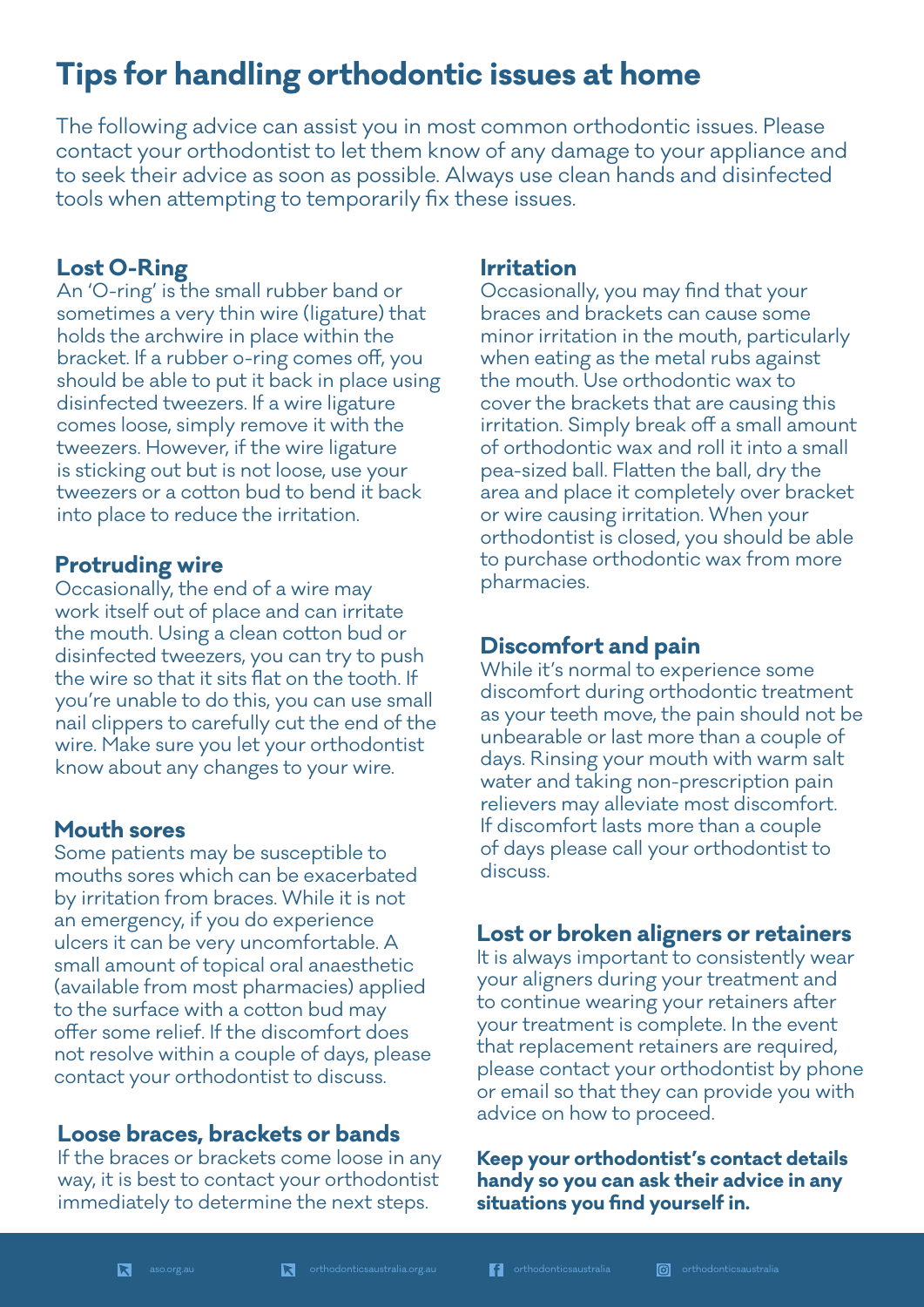# Tips for handling orthodontic issues at home

The following advice can assist you in most common orthodontic issues. Please contact your orthodontist to let them know of any damage to your appliance and to seek their advice as soon as possible. Always use clean hands and disinfected tools when attempting to temporarily fix these issues.

## Lost O-Ring

An 'O-ring' is the small rubber band or sometimes a very thin wire (ligature) that holds the archwire in place within the bracket. If a rubber o-ring comes off, you should be able to put it back in place using disinfected tweezers. If a wire ligature comes loose, simply remove it with the tweezers. However, if the wire ligature is sticking out but is not loose, use your tweezers or a cotton bud to bend it back into place to reduce the irritation.

## Protruding wire

Occasionally, the end of a wire may work itself out of place and can irritate the mouth. Using a clean cotton bud or disinfected tweezers, you can try to push the wire so that it sits flat on the tooth. If you're unable to do this, you can use small nail clippers to carefully cut the end of the wire. Make sure you let your orthodontist know about any changes to your wire.

## Mouth sores

Some patients may be susceptible to mouths sores which can be exacerbated by irritation from braces. While it is not an emergency, if you do experience ulcers it can be very uncomfortable. A small amount of topical oral anaesthetic (available from most pharmacies) applied to the surface with a cotton bud may offer some relief. If the discomfort does not resolve within a couple of days, please contact your orthodontist to discuss.

## Loose braces, brackets or bands

If the braces or brackets come loose in any way, it is best to contact your orthodontist immediately to determine the next steps.

## Irritation

Occasionally, you may find that your braces and brackets can cause some minor irritation in the mouth, particularly when eating as the metal rubs against the mouth. Use orthodontic wax to cover the brackets that are causing this irritation. Simply break off a small amount of orthodontic wax and roll it into a small pea-sized ball. Flatten the ball, dry the area and place it completely over bracket or wire causing irritation. When your orthodontist is closed, you should be able to purchase orthodontic wax from more pharmacies.

## Discomfort and pain

While it's normal to experience some discomfort during orthodontic treatment as your teeth move, the pain should not be unbearable or last more than a couple of days. Rinsing your mouth with warm salt water and taking non-prescription pain relievers may alleviate most discomfort. If discomfort lasts more than a couple of days please call your orthodontist to discuss.

## Lost or broken aligners or retainers

It is always important to consistently wear your aligners during your treatment and to continue wearing your retainers after your treatment is complete. In the event that replacement retainers are required, please contact your orthodontist by phone or email so that they can provide you with advice on how to proceed.

**Keep your orthodontist's contact details handy so you can ask their advice in any situations you find yourself in.**

aso.org.au    orthodonticsaustralia.org.au    orthodonticsaustralia    orthodonticsaustralia